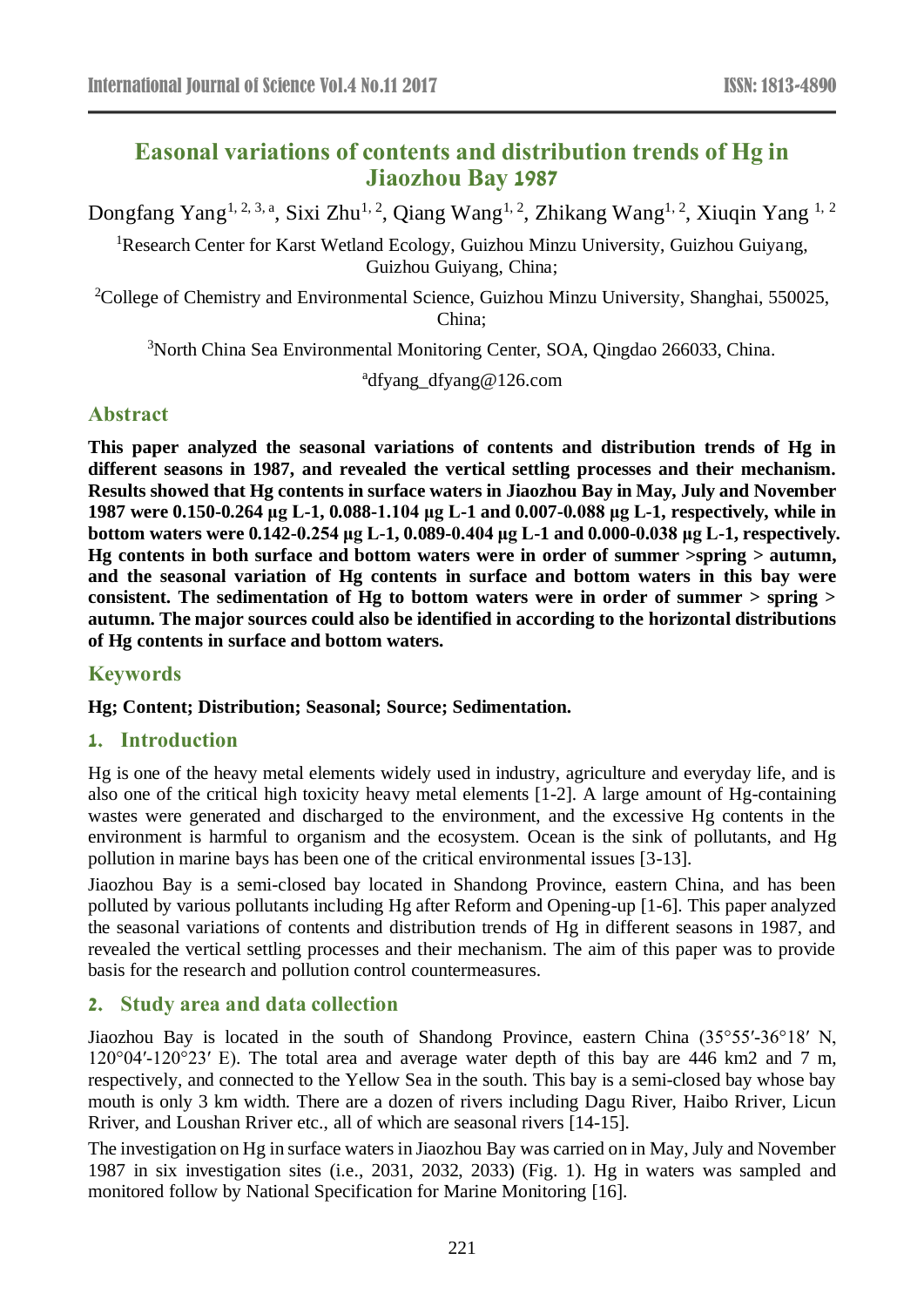# Easonal variations of contents and distribution trends of Hg in Jiaozhou Bay 1987

Dongfang Yang[1, 2, 3, a], Sixi Zhu[1, 2], Qiang Wang[1, 2], Zhikang Wang[1, 2], Xiuqin Yang [1, 2]

[1]Research Center for Karst Wetland Ecology, Guizhou Minzu University, Guizhou Guiyang, Guizhou Guiyang, China;

[2]College of Chemistry and Environmental Science, Guizhou Minzu University, Shanghai, 550025, China;

[3]North China Sea Environmental Monitoring Center, SOA, Qingdao 266033, China.

[a]dfyang_dfyang@126.com

## Abstract

**This paper analyzed the seasonal variations of contents and distribution trends of Hg in different seasons in 1987, and revealed the vertical settling processes and their mechanism. Results showed that Hg contents in surface waters in Jiaozhou Bay in May, July and November 1987 were 0.150-0.264 μg L-1, 0.088-1.104 μg L-1 and 0.007-0.088 μg L-1, respectively, while in bottom waters were 0.142-0.254 μg L-1, 0.089-0.404 μg L-1 and 0.000-0.038 μg L-1, respectively. Hg contents in both surface and bottom waters were in order of summer >spring > autumn, and the seasonal variation of Hg contents in surface and bottom waters in this bay were consistent. The sedimentation of Hg to bottom waters were in order of summer > spring > autumn. The major sources could also be identified in according to the horizontal distributions of Hg contents in surface and bottom waters.**

## Keywords

**Hg; Content; Distribution; Seasonal; Source; Sedimentation.**

## 1. Introduction

Hg is one of the heavy metal elements widely used in industry, agriculture and everyday life, and is also one of the critical high toxicity heavy metal elements [1-2]. A large amount of Hg-containing wastes were generated and discharged to the environment, and the excessive Hg contents in the environment is harmful to organism and the ecosystem. Ocean is the sink of pollutants, and Hg pollution in marine bays has been one of the critical environmental issues [3-13].

Jiaozhou Bay is a semi-closed bay located in Shandong Province, eastern China, and has been polluted by various pollutants including Hg after Reform and Opening-up [1-6]. This paper analyzed the seasonal variations of contents and distribution trends of Hg in different seasons in 1987, and revealed the vertical settling processes and their mechanism. The aim of this paper was to provide basis for the research and pollution control countermeasures.

## 2. Study area and data collection

Jiaozhou Bay is located in the south of Shandong Province, eastern China (35°55′-36°18′ N, 120°04′-120°23′ E). The total area and average water depth of this bay are 446 km2 and 7 m, respectively, and connected to the Yellow Sea in the south. This bay is a semi-closed bay whose bay mouth is only 3 km width. There are a dozen of rivers including Dagu River, Haibo Rriver, Licun Rriver, and Loushan Rriver etc., all of which are seasonal rivers [14-15].

The investigation on Hg in surface waters in Jiaozhou Bay was carried on in May, July and November 1987 in six investigation sites (i.e., 2031, 2032, 2033) (Fig. 1). Hg in waters was sampled and monitored follow by National Specification for Marine Monitoring [16].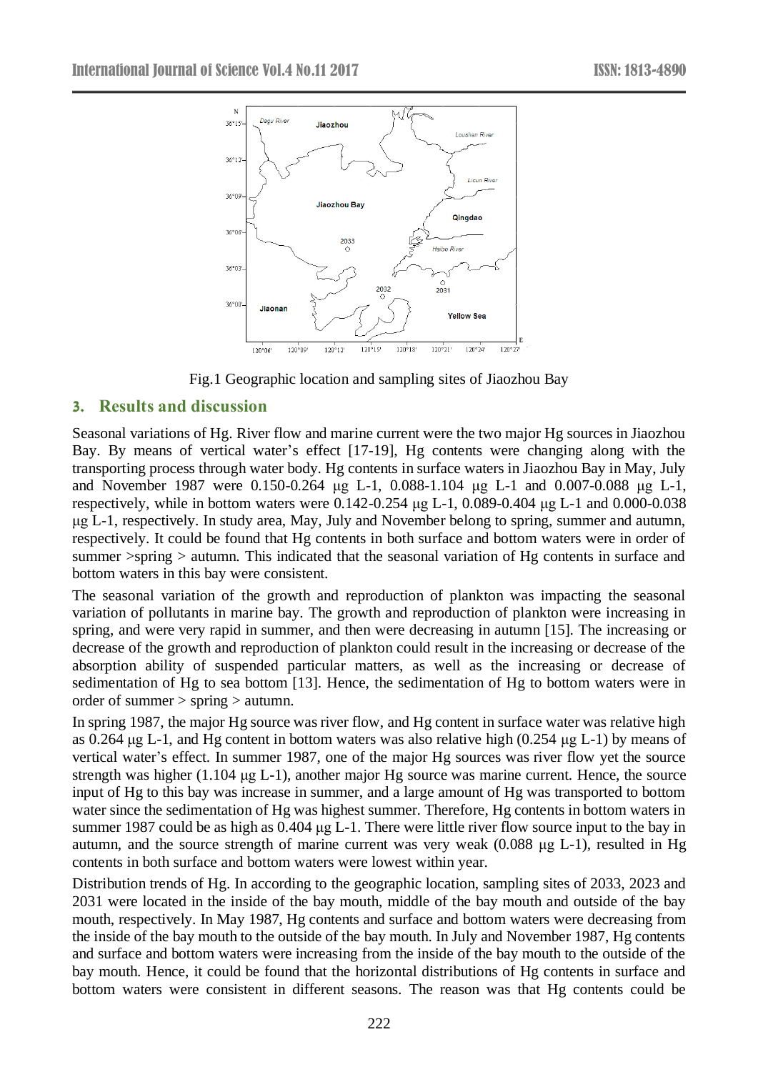Fig.1 Geographic location and sampling sites of Jiaozhou Bay

## 3. Results and discussion

Seasonal variations of Hg. River flow and marine current were the two major Hg sources in Jiaozhou Bay. By means of vertical water's effect [17-19], Hg contents were changing along with the transporting process through water body. Hg contents in surface waters in Jiaozhou Bay in May, July and November 1987 were 0.150-0.264 μg L-1, 0.088-1.104 μg L-1 and 0.007-0.088 μg L-1, respectively, while in bottom waters were 0.142-0.254 μg L-1, 0.089-0.404 μg L-1 and 0.000-0.038 μg L-1, respectively. In study area, May, July and November belong to spring, summer and autumn, respectively. It could be found that Hg contents in both surface and bottom waters were in order of summer >spring > autumn. This indicated that the seasonal variation of Hg contents in surface and bottom waters in this bay were consistent.

The seasonal variation of the growth and reproduction of plankton was impacting the seasonal variation of pollutants in marine bay. The growth and reproduction of plankton were increasing in spring, and were very rapid in summer, and then were decreasing in autumn [15]. The increasing or decrease of the growth and reproduction of plankton could result in the increasing or decrease of the absorption ability of suspended particular matters, as well as the increasing or decrease of sedimentation of Hg to sea bottom [13]. Hence, the sedimentation of Hg to bottom waters were in order of summer > spring > autumn.

In spring 1987, the major Hg source was river flow, and Hg content in surface water was relative high as 0.264 μg L-1, and Hg content in bottom waters was also relative high (0.254 μg L-1) by means of vertical water's effect. In summer 1987, one of the major Hg sources was river flow yet the source strength was higher (1.104 μg L-1), another major Hg source was marine current. Hence, the source input of Hg to this bay was increase in summer, and a large amount of Hg was transported to bottom water since the sedimentation of Hg was highest summer. Therefore, Hg contents in bottom waters in summer 1987 could be as high as 0.404 μg L-1. There were little river flow source input to the bay in autumn, and the source strength of marine current was very weak (0.088 μg L-1), resulted in Hg contents in both surface and bottom waters were lowest within year.

Distribution trends of Hg. In according to the geographic location, sampling sites of 2033, 2023 and 2031 were located in the inside of the bay mouth, middle of the bay mouth and outside of the bay mouth, respectively. In May 1987, Hg contents and surface and bottom waters were decreasing from the inside of the bay mouth to the outside of the bay mouth. In July and November 1987, Hg contents and surface and bottom waters were increasing from the inside of the bay mouth to the outside of the bay mouth. Hence, it could be found that the horizontal distributions of Hg contents in surface and bottom waters were consistent in different seasons. The reason was that Hg contents could be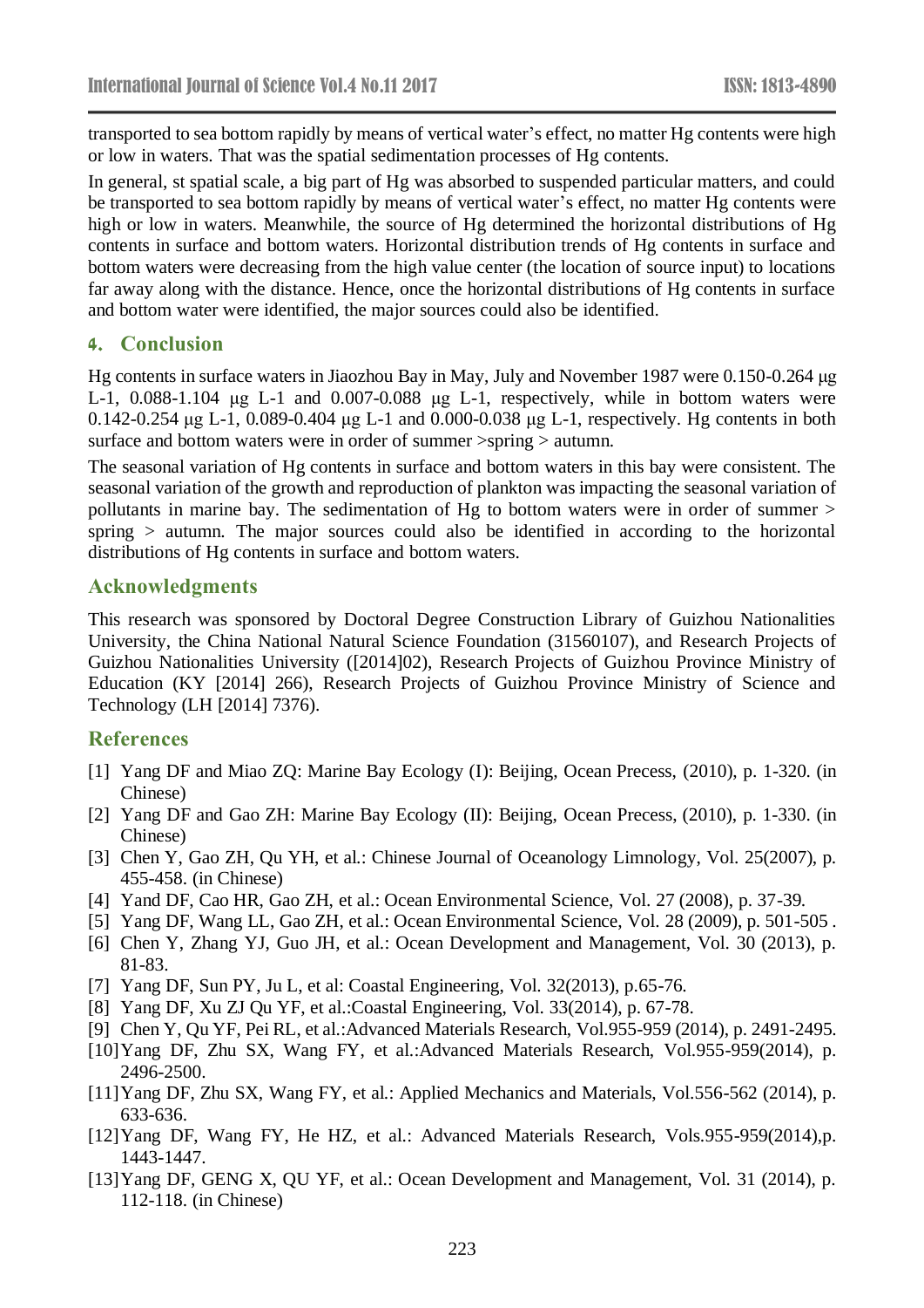transported to sea bottom rapidly by means of vertical water's effect, no matter Hg contents were high or low in waters. That was the spatial sedimentation processes of Hg contents.

In general, st spatial scale, a big part of Hg was absorbed to suspended particular matters, and could be transported to sea bottom rapidly by means of vertical water's effect, no matter Hg contents were high or low in waters. Meanwhile, the source of Hg determined the horizontal distributions of Hg contents in surface and bottom waters. Horizontal distribution trends of Hg contents in surface and bottom waters were decreasing from the high value center (the location of source input) to locations far away along with the distance. Hence, once the horizontal distributions of Hg contents in surface and bottom water were identified, the major sources could also be identified.

## 4. Conclusion

Hg contents in surface waters in Jiaozhou Bay in May, July and November 1987 were 0.150-0.264 μg L-1, 0.088-1.104 μg L-1 and 0.007-0.088 μg L-1, respectively, while in bottom waters were 0.142-0.254 μg L-1, 0.089-0.404 μg L-1 and 0.000-0.038 μg L-1, respectively. Hg contents in both surface and bottom waters were in order of summer >spring > autumn.

The seasonal variation of Hg contents in surface and bottom waters in this bay were consistent. The seasonal variation of the growth and reproduction of plankton was impacting the seasonal variation of pollutants in marine bay. The sedimentation of Hg to bottom waters were in order of summer > spring > autumn. The major sources could also be identified in according to the horizontal distributions of Hg contents in surface and bottom waters.

## Acknowledgments

This research was sponsored by Doctoral Degree Construction Library of Guizhou Nationalities University, the China National Natural Science Foundation (31560107), and Research Projects of Guizhou Nationalities University ([2014]02), Research Projects of Guizhou Province Ministry of Education (KY [2014] 266), Research Projects of Guizhou Province Ministry of Science and Technology (LH [2014] 7376).

## References

[1] Yang DF and Miao ZQ: Marine Bay Ecology (I): Beijing, Ocean Precess, (2010), p. 1-320. (in Chinese)

[2] Yang DF and Gao ZH: Marine Bay Ecology (II): Beijing, Ocean Precess, (2010), p. 1-330. (in Chinese)

[3] Chen Y, Gao ZH, Qu YH, et al.: Chinese Journal of Oceanology Limnology, Vol. 25(2007), p. 455-458. (in Chinese)

[4] Yand DF, Cao HR, Gao ZH, et al.: Ocean Environmental Science, Vol. 27 (2008), p. 37-39.

[5] Yang DF, Wang LL, Gao ZH, et al.: Ocean Environmental Science, Vol. 28 (2009), p. 501-505 .

[6] Chen Y, Zhang YJ, Guo JH, et al.: Ocean Development and Management, Vol. 30 (2013), p. 81-83.

[7] Yang DF, Sun PY, Ju L, et al: Coastal Engineering, Vol. 32(2013), p.65-76.

[8] Yang DF, Xu ZJ Qu YF, et al.:Coastal Engineering, Vol. 33(2014), p. 67-78.

[9] Chen Y, Qu YF, Pei RL, et al.:Advanced Materials Research, Vol.955-959 (2014), p. 2491-2495.

[10] Yang DF, Zhu SX, Wang FY, et al.:Advanced Materials Research, Vol.955-959(2014), p. 2496-2500.

[11] Yang DF, Zhu SX, Wang FY, et al.: Applied Mechanics and Materials, Vol.556-562 (2014), p. 633-636.

[12] Yang DF, Wang FY, He HZ, et al.: Advanced Materials Research, Vols.955-959(2014),p. 1443-1447.

[13] Yang DF, GENG X, QU YF, et al.: Ocean Development and Management, Vol. 31 (2014), p. 112-118. (in Chinese)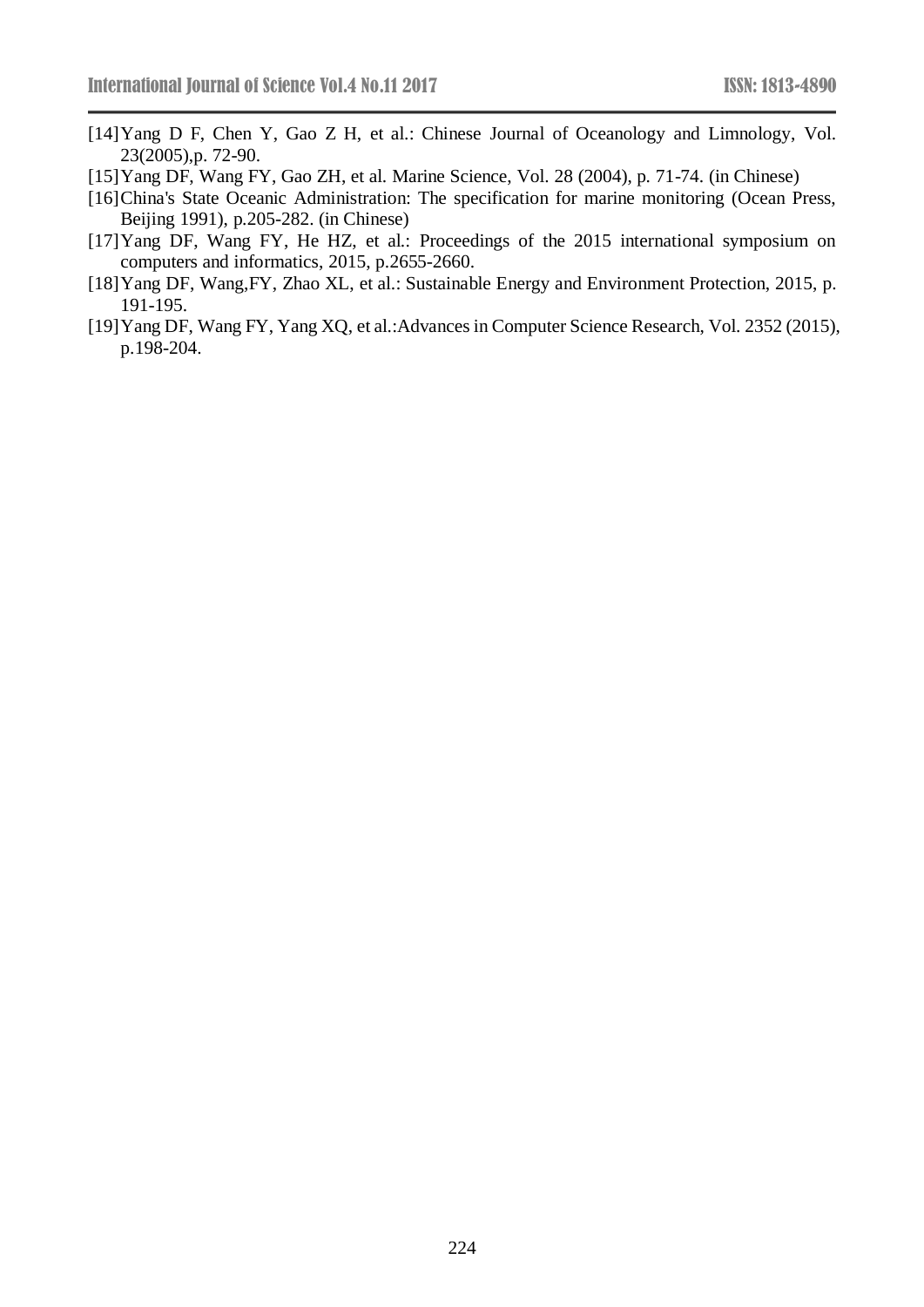[14] Yang D F, Chen Y, Gao Z H, et al.: Chinese Journal of Oceanology and Limnology, Vol. 23(2005),p. 72-90.

[15] Yang DF, Wang FY, Gao ZH, et al. Marine Science, Vol. 28 (2004), p. 71-74. (in Chinese)

[16] China's State Oceanic Administration: The specification for marine monitoring (Ocean Press, Beijing 1991), p.205-282. (in Chinese)

[17] Yang DF, Wang FY, He HZ, et al.: Proceedings of the 2015 international symposium on computers and informatics, 2015, p.2655-2660.

[18] Yang DF, Wang,FY, Zhao XL, et al.: Sustainable Energy and Environment Protection, 2015, p. 191-195.

[19] Yang DF, Wang FY, Yang XQ, et al.:Advances in Computer Science Research, Vol. 2352 (2015), p.198-204.